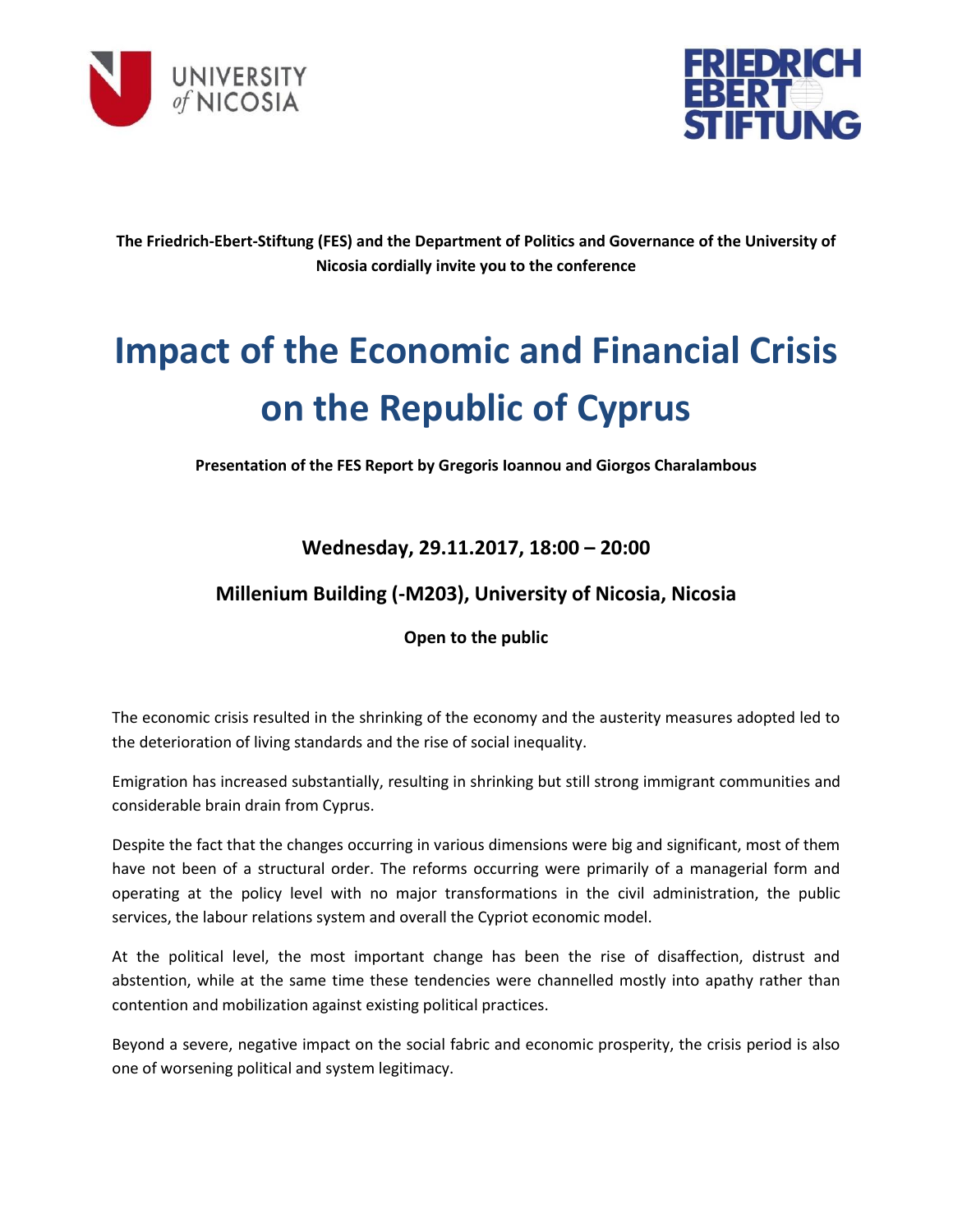UNIVERSITY of NICOSIA

FRIEDRICH EBERT STIFTUNG

**The Friedrich-Ebert-Stiftung (FES) and the Department of Politics and Governance of the University of Nicosia cordially invite you to the conference**

# Impact of the Economic and Financial Crisis on the Republic of Cyprus

**Presentation of the FES Report by Gregoris Ioannou and Giorgos Charalambous**

**Wednesday, 29.11.2017, 18:00 – 20:00**

**Millenium Building (-M203), University of Nicosia, Nicosia**

**Open to the public**

The economic crisis resulted in the shrinking of the economy and the austerity measures adopted led to the deterioration of living standards and the rise of social inequality.

Emigration has increased substantially, resulting in shrinking but still strong immigrant communities and considerable brain drain from Cyprus.

Despite the fact that the changes occurring in various dimensions were big and significant, most of them have not been of a structural order. The reforms occurring were primarily of a managerial form and operating at the policy level with no major transformations in the civil administration, the public services, the labour relations system and overall the Cypriot economic model.

At the political level, the most important change has been the rise of disaffection, distrust and abstention, while at the same time these tendencies were channelled mostly into apathy rather than contention and mobilization against existing political practices.

Beyond a severe, negative impact on the social fabric and economic prosperity, the crisis period is also one of worsening political and system legitimacy.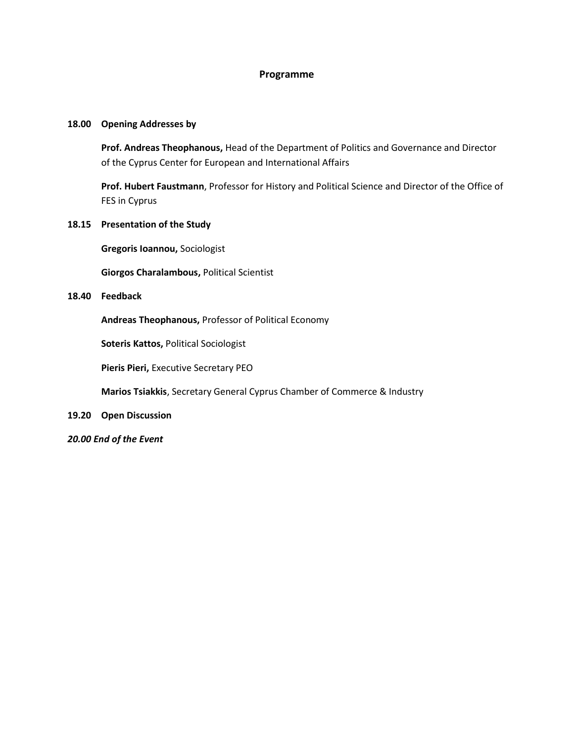## Programme

**18.00 Opening Addresses by**

**Prof. Andreas Theophanous,** Head of the Department of Politics and Governance and Director of the Cyprus Center for European and International Affairs

**Prof. Hubert Faustmann**, Professor for History and Political Science and Director of the Office of FES in Cyprus

**18.15 Presentation of the Study**

**Gregoris Ioannou,** Sociologist

**Giorgos Charalambous,** Political Scientist

**18.40 Feedback**

**Andreas Theophanous,** Professor of Political Economy

**Soteris Kattos,** Political Sociologist

**Pieris Pieri,** Executive Secretary PEO

**Marios Tsiakkis**, Secretary General Cyprus Chamber of Commerce & Industry

**19.20 Open Discussion**

***20.00 End of the Event***